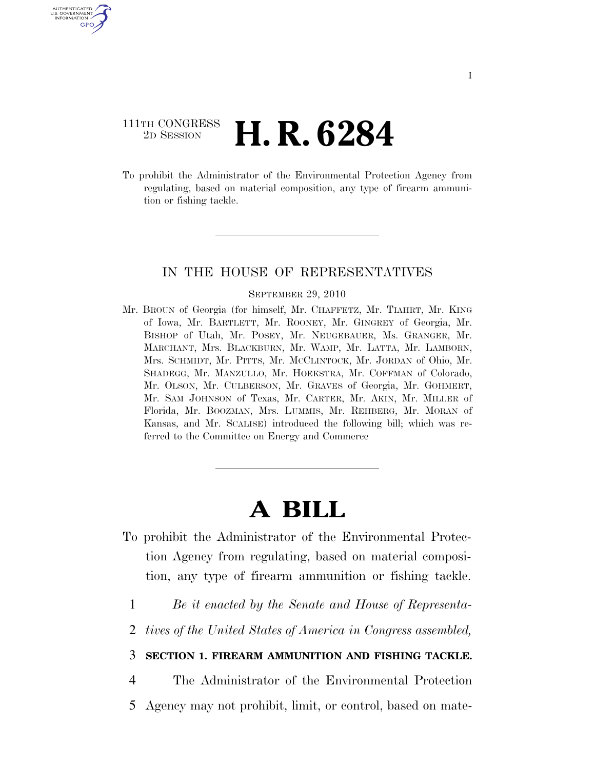111TH CONGRESS
2D SESSION

# H. R. 6284

To prohibit the Administrator of the Environmental Protection Agency from regulating, based on material composition, any type of firearm ammunition or fishing tackle.

---

IN THE HOUSE OF REPRESENTATIVES

SEPTEMBER 29, 2010

Mr. BROUN of Georgia (for himself, Mr. CHAFFETZ, Mr. TIAHRT, Mr. KING of Iowa, Mr. BARTLETT, Mr. ROONEY, Mr. GINGREY of Georgia, Mr. BISHOP of Utah, Mr. POSEY, Mr. NEUGEBAUER, Ms. GRANGER, Mr. MARCHANT, Mrs. BLACKBURN, Mr. WAMP, Mr. LATTA, Mr. LAMBORN, Mrs. SCHMIDT, Mr. PITTS, Mr. MCCLINTOCK, Mr. JORDAN of Ohio, Mr. SHADEGG, Mr. MANZULLO, Mr. HOEKSTRA, Mr. COFFMAN of Colorado, Mr. OLSON, Mr. CULBERSON, Mr. GRAVES of Georgia, Mr. GOHMERT, Mr. SAM JOHNSON of Texas, Mr. CARTER, Mr. AKIN, Mr. MILLER of Florida, Mr. BOOZMAN, Mrs. LUMMIS, Mr. REHBERG, Mr. MORAN of Kansas, and Mr. SCALISE) introduced the following bill; which was referred to the Committee on Energy and Commerce

---

# A BILL

To prohibit the Administrator of the Environmental Protection Agency from regulating, based on material composition, any type of firearm ammunition or fishing tackle.

1 *Be it enacted by the Senate and House of Representa-*
2 *tives of the United States of America in Congress assembled,*

3 **SECTION 1. FIREARM AMMUNITION AND FISHING TACKLE.**

4 The Administrator of the Environmental Protection
5 Agency may not prohibit, limit, or control, based on mate-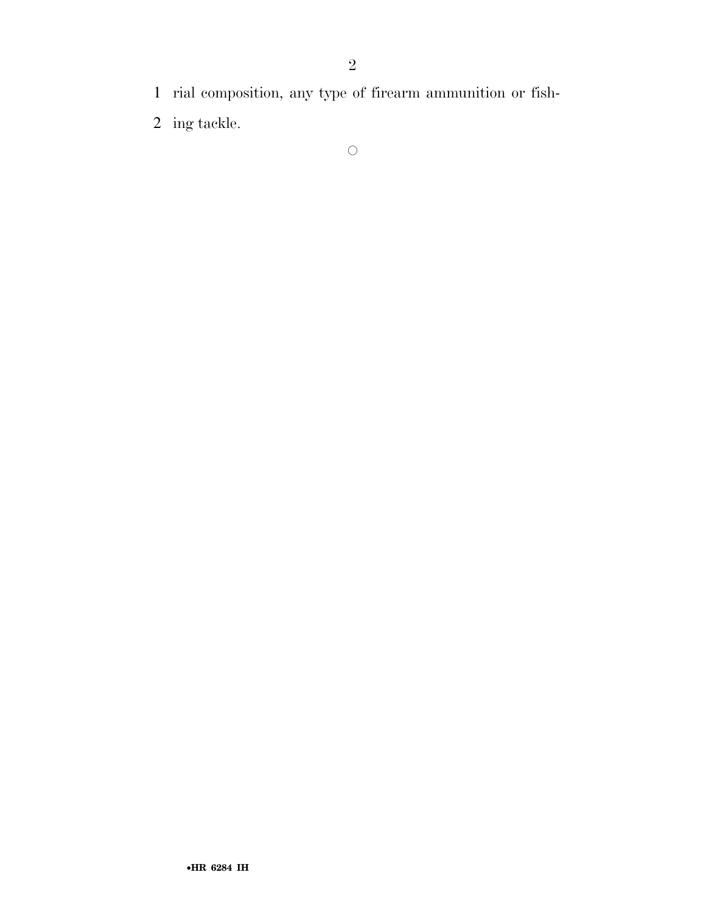rial composition, any type of firearm ammunition or fishing tackle.